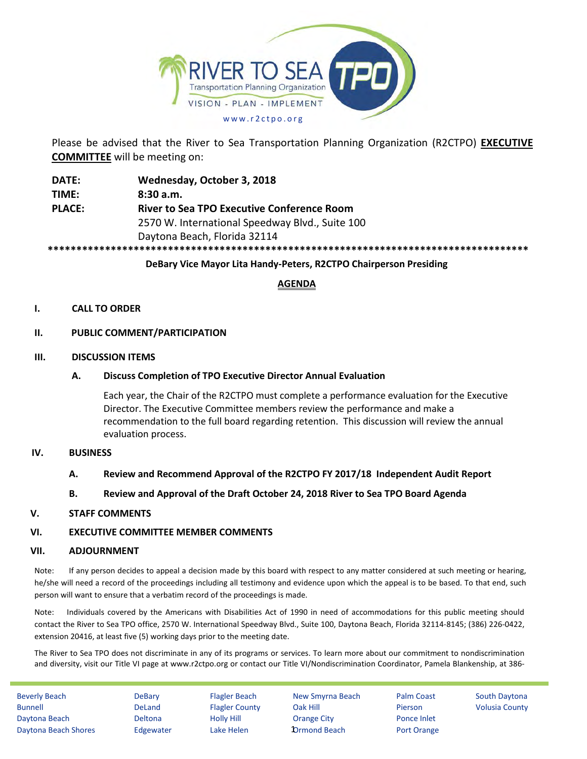RIVER TO SEA TPO

Transportation Planning Organization

VISION - PLAN - IMPLEMENT

www.r2ctpo.org

Please be advised that the River to Sea Transportation Planning Organization (R2CTPO) **EXECUTIVE COMMITTEE** will be meeting on:

**DATE:** **Wednesday, October 3, 2018**

**TIME:** **8:30 a.m.**

**PLACE:** **River to Sea TPO Executive Conference Room**

2570 W. International Speedway Blvd., Suite 100

Daytona Beach, Florida 32114

**************************************************************************************

**DeBary Vice Mayor Lita Handy-Peters, R2CTPO Chairperson Presiding**

## AGENDA

**I. CALL TO ORDER**

**II. PUBLIC COMMENT/PARTICIPATION**

**III. DISCUSSION ITEMS**

**A. Discuss Completion of TPO Executive Director Annual Evaluation**

Each year, the Chair of the R2CTPO must complete a performance evaluation for the Executive Director. The Executive Committee members review the performance and make a recommendation to the full board regarding retention. This discussion will review the annual evaluation process.

**IV. BUSINESS**

**A. Review and Recommend Approval of the R2CTPO FY 2017/18 Independent Audit Report**

**B. Review and Approval of the Draft October 24, 2018 River to Sea TPO Board Agenda**

**V. STAFF COMMENTS**

**VI. EXECUTIVE COMMITTEE MEMBER COMMENTS**

**VII. ADJOURNMENT**

Note: If any person decides to appeal a decision made by this board with respect to any matter considered at such meeting or hearing, he/she will need a record of the proceedings including all testimony and evidence upon which the appeal is to be based. To that end, such person will want to ensure that a verbatim record of the proceedings is made.

Note: Individuals covered by the Americans with Disabilities Act of 1990 in need of accommodations for this public meeting should contact the River to Sea TPO office, 2570 W. International Speedway Blvd., Suite 100, Daytona Beach, Florida 32114-8145; (386) 226-0422, extension 20416, at least five (5) working days prior to the meeting date.

The River to Sea TPO does not discriminate in any of its programs or services. To learn more about our commitment to nondiscrimination and diversity, visit our Title VI page at www.r2ctpo.org or contact our Title VI/Nondiscrimination Coordinator, Pamela Blankenship, at 386-

| | | | | | |
|---|---|---|---|---|---|
| Beverly Beach | DeBary | Flagler Beach | New Smyrna Beach | Palm Coast | South Daytona |
| Bunnell | DeLand | Flagler County | Oak Hill | Pierson | Volusia County |
| Daytona Beach | Deltona | Holly Hill | Orange City | Ponce Inlet | |
| Daytona Beach Shores | Edgewater | Lake Helen | Ormond Beach | Port Orange | |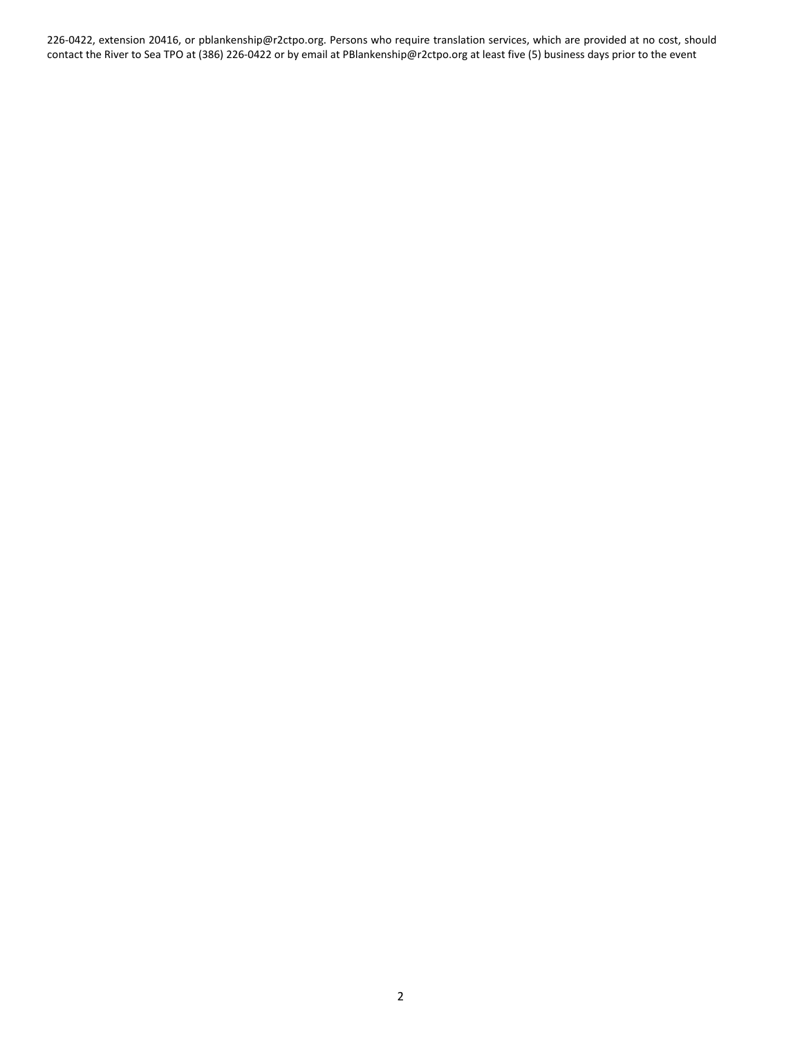226-0422, extension 20416, or pblankenship@r2ctpo.org. Persons who require translation services, which are provided at no cost, should contact the River to Sea TPO at (386) 226-0422 or by email at PBlankenship@r2ctpo.org at least five (5) business days prior to the event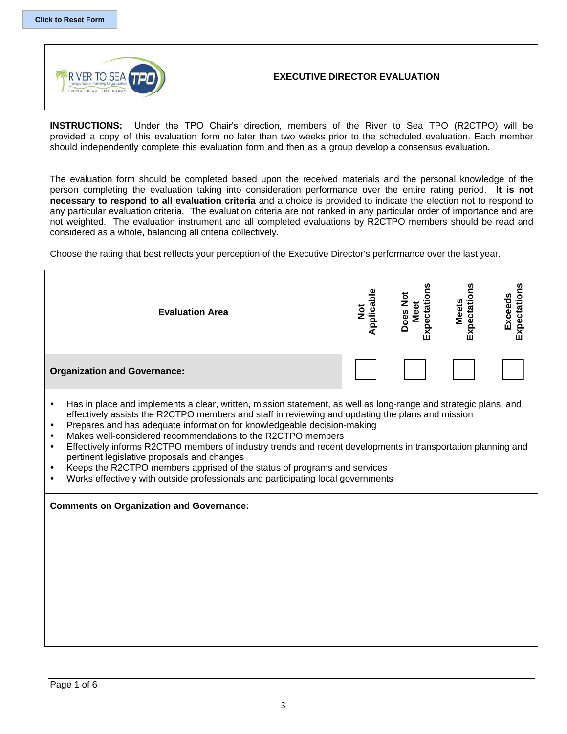Click to Reset Form

# EXECUTIVE DIRECTOR EVALUATION

**INSTRUCTIONS:** Under the TPO Chair's direction, members of the River to Sea TPO (R2CTPO) will be provided a copy of this evaluation form no later than two weeks prior to the scheduled evaluation. Each member should independently complete this evaluation form and then as a group develop a consensus evaluation.

The evaluation form should be completed based upon the received materials and the personal knowledge of the person completing the evaluation taking into consideration performance over the entire rating period. **It is not necessary to respond to all evaluation criteria** and a choice is provided to indicate the election not to respond to any particular evaluation criteria. The evaluation criteria are not ranked in any particular order of importance and are not weighted. The evaluation instrument and all completed evaluations by R2CTPO members should be read and considered as a whole, balancing all criteria collectively.

Choose the rating that best reflects your perception of the Executive Director's performance over the last year.

| Evaluation Area | Not Applicable | Does Not Meet Expectations | Meets Expectations | Exceeds Expectations |
|---|---|---|---|---|
| **Organization and Governance:** | ☐ | ☐ | ☐ | ☐ |

- Has in place and implements a clear, written, mission statement, as well as long-range and strategic plans, and effectively assists the R2CTPO members and staff in reviewing and updating the plans and mission
- Prepares and has adequate information for knowledgeable decision-making
- Makes well-considered recommendations to the R2CTPO members
- Effectively informs R2CTPO members of industry trends and recent developments in transportation planning and pertinent legislative proposals and changes
- Keeps the R2CTPO members apprised of the status of programs and services
- Works effectively with outside professionals and participating local governments

**Comments on Organization and Governance:**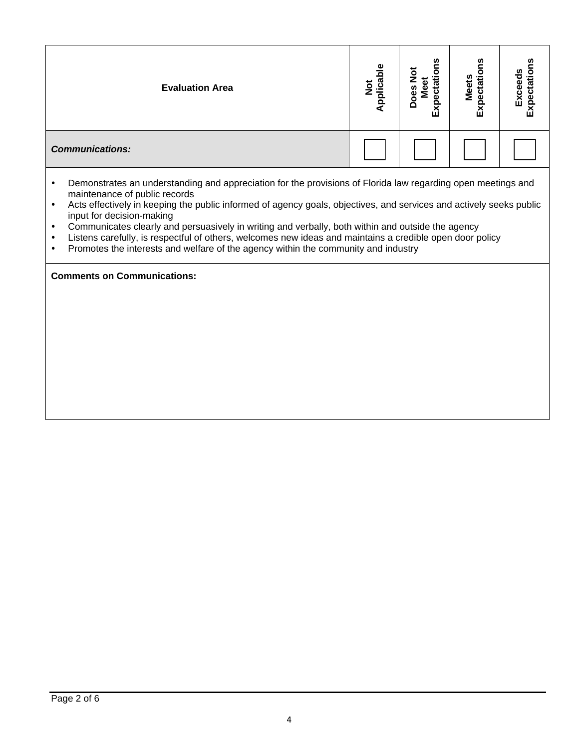| Evaluation Area | Not Applicable | Does Not Meet Expectations | Meets Expectations | Exceeds Expectations |
|---|---|---|---|---|
| ***Communications:*** | ☐ | ☐ | ☐ | ☐ |

- Demonstrates an understanding and appreciation for the provisions of Florida law regarding open meetings and maintenance of public records
- Acts effectively in keeping the public informed of agency goals, objectives, and services and actively seeks public input for decision-making
- Communicates clearly and persuasively in writing and verbally, both within and outside the agency
- Listens carefully, is respectful of others, welcomes new ideas and maintains a credible open door policy
- Promotes the interests and welfare of the agency within the community and industry

**Comments on Communications:**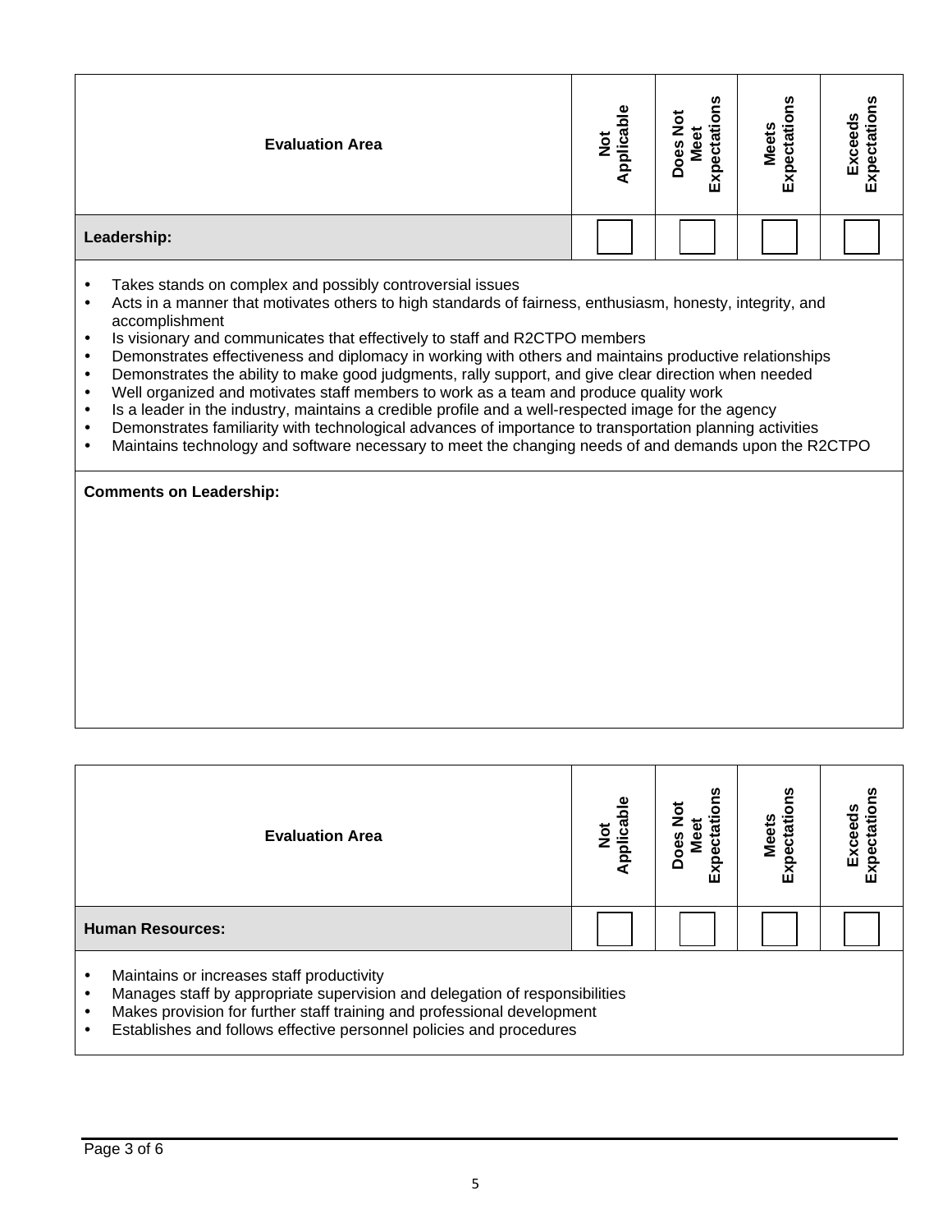| Evaluation Area | Not Applicable | Does Not Meet Expectations | Meets Expectations | Exceeds Expectations |
|---|---|---|---|---|
| **Leadership:** | ☐ | ☐ | ☐ | ☐ |

- Takes stands on complex and possibly controversial issues
- Acts in a manner that motivates others to high standards of fairness, enthusiasm, honesty, integrity, and accomplishment
- Is visionary and communicates that effectively to staff and R2CTPO members
- Demonstrates effectiveness and diplomacy in working with others and maintains productive relationships
- Demonstrates the ability to make good judgments, rally support, and give clear direction when needed
- Well organized and motivates staff members to work as a team and produce quality work
- Is a leader in the industry, maintains a credible profile and a well-respected image for the agency
- Demonstrates familiarity with technological advances of importance to transportation planning activities
- Maintains technology and software necessary to meet the changing needs of and demands upon the R2CTPO

**Comments on Leadership:**

| Evaluation Area | Not Applicable | Does Not Meet Expectations | Meets Expectations | Exceeds Expectations |
|---|---|---|---|---|
| **Human Resources:** | ☐ | ☐ | ☐ | ☐ |

- Maintains or increases staff productivity
- Manages staff by appropriate supervision and delegation of responsibilities
- Makes provision for further staff training and professional development
- Establishes and follows effective personnel policies and procedures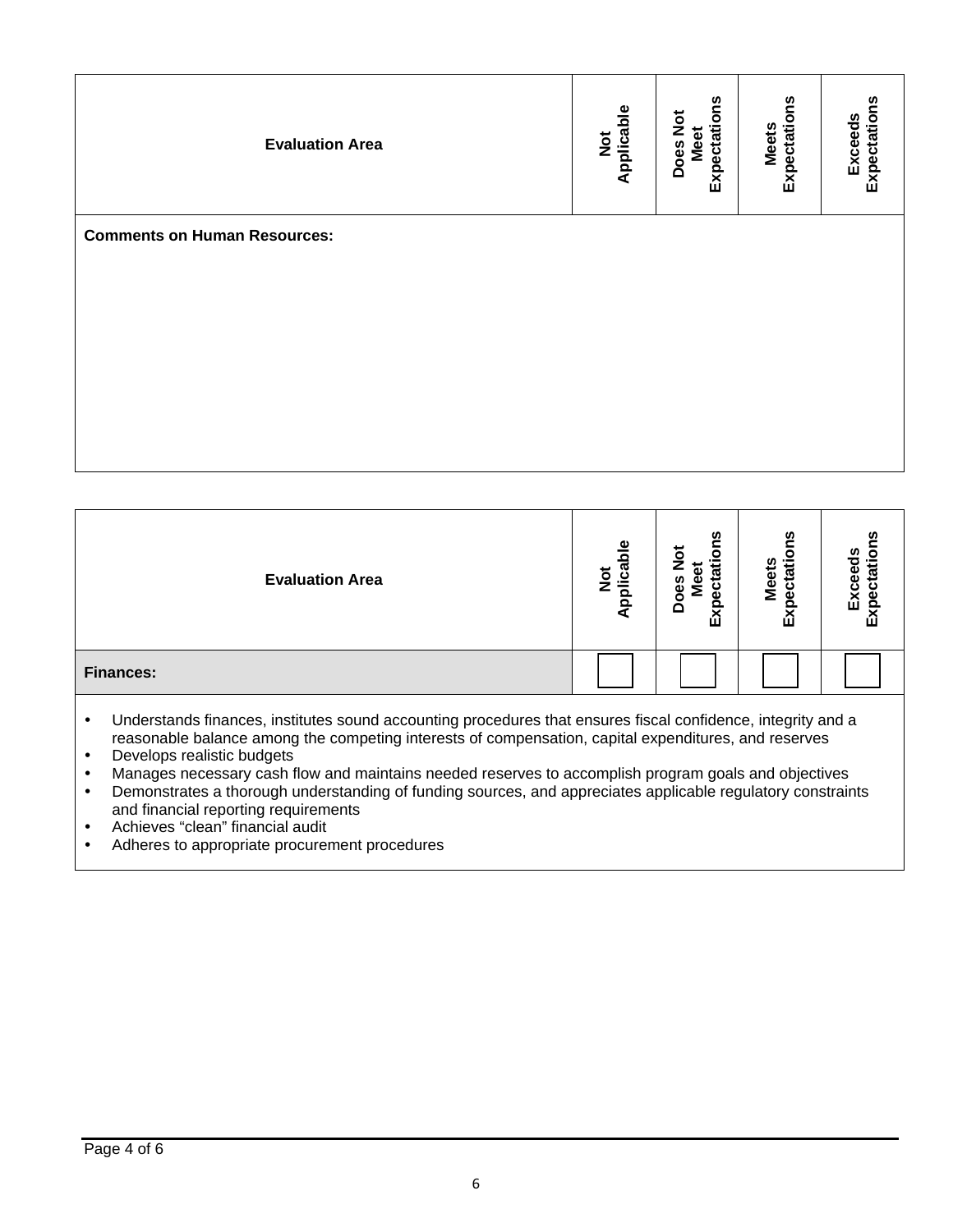| Evaluation Area | Not Applicable | Does Not Meet Expectations | Meets Expectations | Exceeds Expectations |
|---|---|---|---|---|
| **Comments on Human Resources:** | | | | |

| Evaluation Area | Not Applicable | Does Not Meet Expectations | Meets Expectations | Exceeds Expectations |
|---|---|---|---|---|
| **Finances:** | ☐ | ☐ | ☐ | ☐ |

- Understands finances, institutes sound accounting procedures that ensures fiscal confidence, integrity and a reasonable balance among the competing interests of compensation, capital expenditures, and reserves
- Develops realistic budgets
- Manages necessary cash flow and maintains needed reserves to accomplish program goals and objectives
- Demonstrates a thorough understanding of funding sources, and appreciates applicable regulatory constraints and financial reporting requirements
- Achieves "clean" financial audit
- Adheres to appropriate procurement procedures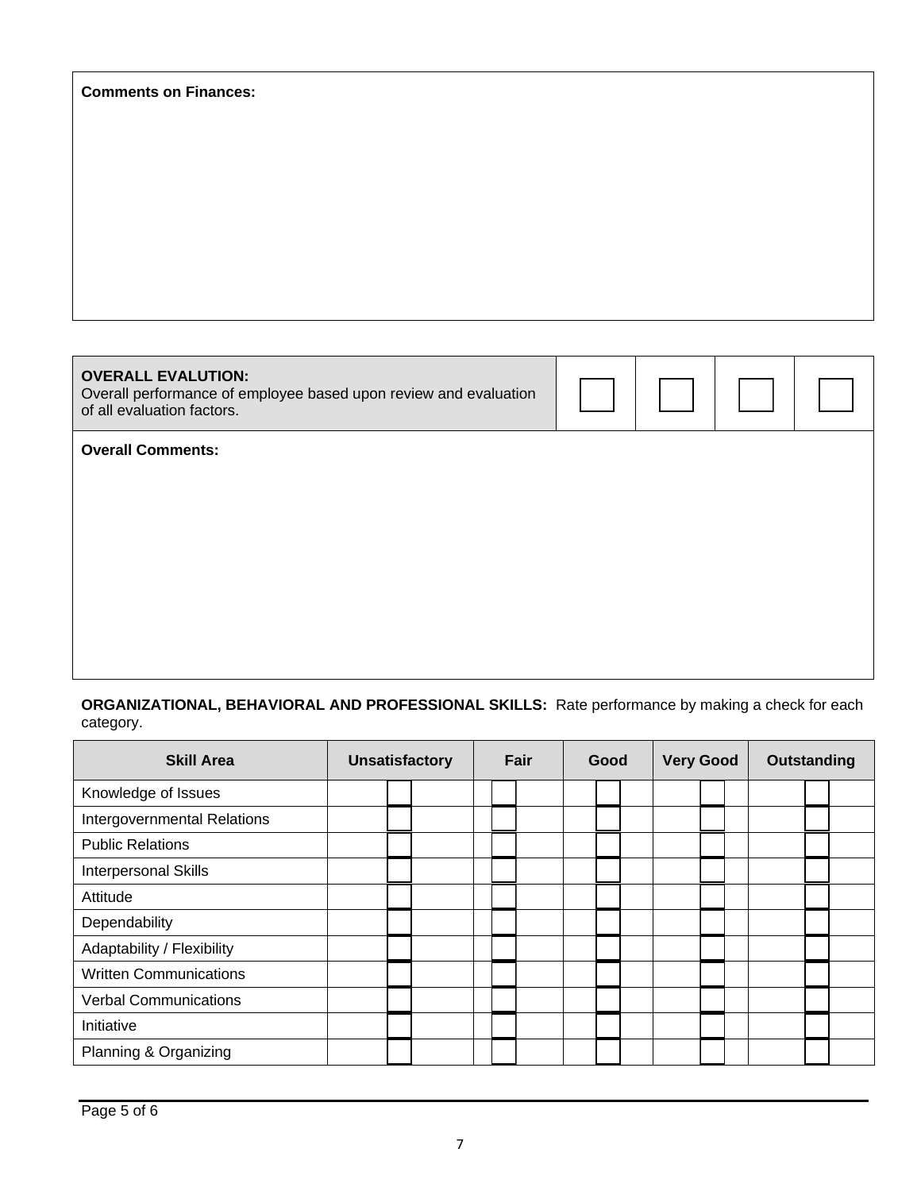**Comments on Finances:**

| **OVERALL EVALUTION:** Overall performance of employee based upon review and evaluation of all evaluation factors. | ☐ | ☐ | ☐ | ☐ |
|---|---|---|---|---|

**Overall Comments:**

**ORGANIZATIONAL, BEHAVIORAL AND PROFESSIONAL SKILLS:** Rate performance by making a check for each category.

| Skill Area | Unsatisfactory | Fair | Good | Very Good | Outstanding |
|---|---|---|---|---|---|
| Knowledge of Issues | ☐ | ☐ | ☐ | ☐ | ☐ |
| Intergovernmental Relations | ☐ | ☐ | ☐ | ☐ | ☐ |
| Public Relations | ☐ | ☐ | ☐ | ☐ | ☐ |
| Interpersonal Skills | ☐ | ☐ | ☐ | ☐ | ☐ |
| Attitude | ☐ | ☐ | ☐ | ☐ | ☐ |
| Dependability | ☐ | ☐ | ☐ | ☐ | ☐ |
| Adaptability / Flexibility | ☐ | ☐ | ☐ | ☐ | ☐ |
| Written Communications | ☐ | ☐ | ☐ | ☐ | ☐ |
| Verbal Communications | ☐ | ☐ | ☐ | ☐ | ☐ |
| Initiative | ☐ | ☐ | ☐ | ☐ | ☐ |
| Planning & Organizing | ☐ | ☐ | ☐ | ☐ | ☐ |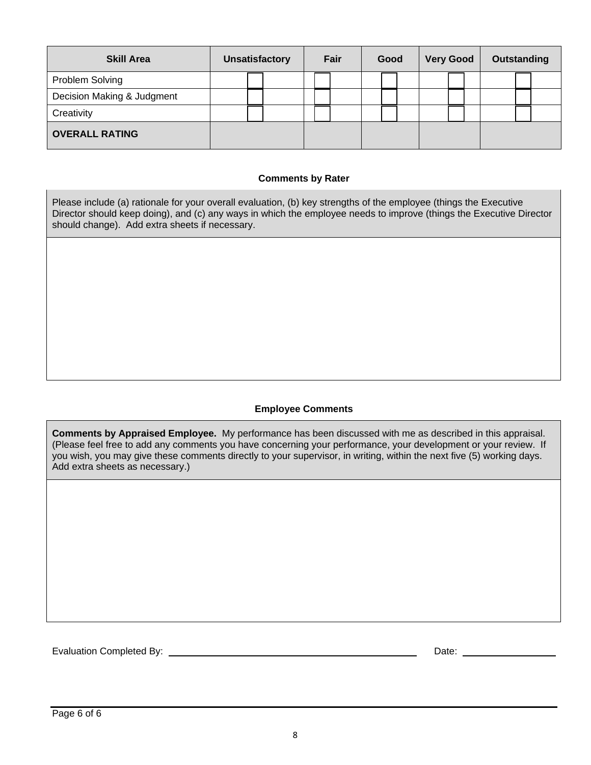| Skill Area | Unsatisfactory | Fair | Good | Very Good | Outstanding |
|---|---|---|---|---|---|
| Problem Solving | ☐ | ☐ | ☐ | ☐ | ☐ |
| Decision Making & Judgment | ☐ | ☐ | ☐ | ☐ | ☐ |
| Creativity | ☐ | ☐ | ☐ | ☐ | ☐ |
| **OVERALL RATING** | | | | | |

### Comments by Rater

Please include (a) rationale for your overall evaluation, (b) key strengths of the employee (things the Executive Director should keep doing), and (c) any ways in which the employee needs to improve (things the Executive Director should change). Add extra sheets if necessary.

### Employee Comments

**Comments by Appraised Employee.** My performance has been discussed with me as described in this appraisal. (Please feel free to add any comments you have concerning your performance, your development or your review. If you wish, you may give these comments directly to your supervisor, in writing, within the next five (5) working days. Add extra sheets as necessary.)

Evaluation Completed By: ______________________________ Date: ______________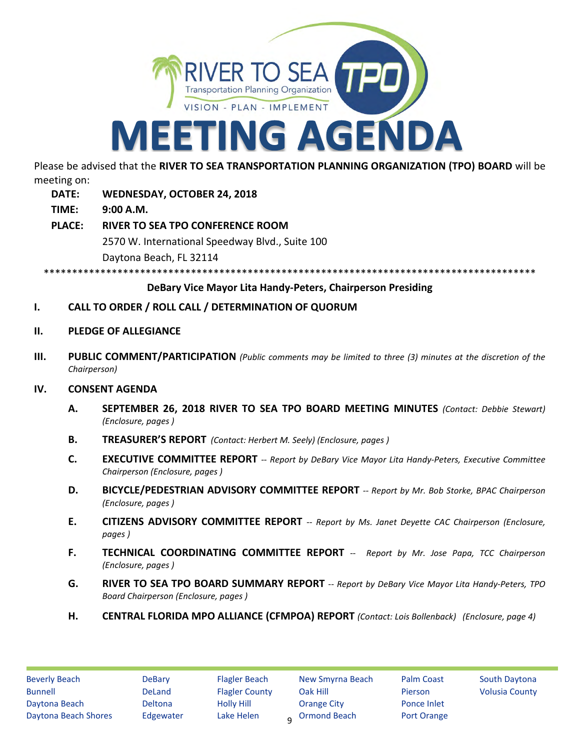RIVER TO SEA TPO
Transportation Planning Organization
VISION - PLAN - IMPLEMENT

# MEETING AGENDA

Please be advised that the **RIVER TO SEA TRANSPORTATION PLANNING ORGANIZATION (TPO) BOARD** will be meeting on:

**DATE:** **WEDNESDAY, OCTOBER 24, 2018**

**TIME:** **9:00 A.M.**

**PLACE:** **RIVER TO SEA TPO CONFERENCE ROOM**
2570 W. International Speedway Blvd., Suite 100
Daytona Beach, FL 32114

*****************************************************************************************

**DeBary Vice Mayor Lita Handy-Peters, Chairperson Presiding**

**I. CALL TO ORDER / ROLL CALL / DETERMINATION OF QUORUM**

**II. PLEDGE OF ALLEGIANCE**

**III. PUBLIC COMMENT/PARTICIPATION** *(Public comments may be limited to three (3) minutes at the discretion of the Chairperson)*

**IV. CONSENT AGENDA**

**A. SEPTEMBER 26, 2018 RIVER TO SEA TPO BOARD MEETING MINUTES** *(Contact: Debbie Stewart) (Enclosure, pages )*

**B. TREASURER'S REPORT** *(Contact: Herbert M. Seely) (Enclosure, pages )*

**C. EXECUTIVE COMMITTEE REPORT** *-- Report by DeBary Vice Mayor Lita Handy-Peters, Executive Committee Chairperson (Enclosure, pages )*

**D. BICYCLE/PEDESTRIAN ADVISORY COMMITTEE REPORT** *-- Report by Mr. Bob Storke, BPAC Chairperson (Enclosure, pages )*

**E. CITIZENS ADVISORY COMMITTEE REPORT** *-- Report by Ms. Janet Deyette CAC Chairperson (Enclosure, pages )*

**F. TECHNICAL COORDINATING COMMITTEE REPORT** *-- Report by Mr. Jose Papa, TCC Chairperson (Enclosure, pages )*

**G. RIVER TO SEA TPO BOARD SUMMARY REPORT** *-- Report by DeBary Vice Mayor Lita Handy-Peters, TPO Board Chairperson (Enclosure, pages )*

**H. CENTRAL FLORIDA MPO ALLIANCE (CFMPOA) REPORT** *(Contact: Lois Bollenback) (Enclosure, page 4)*

Beverly Beach, Bunnell, Daytona Beach, Daytona Beach Shores, DeBary, DeLand, Deltona, Edgewater, Flagler Beach, Flagler County, Holly Hill, Lake Helen, New Smyrna Beach, Oak Hill, Orange City, Ormond Beach, Palm Coast, Pierson, Ponce Inlet, Port Orange, South Daytona, Volusia County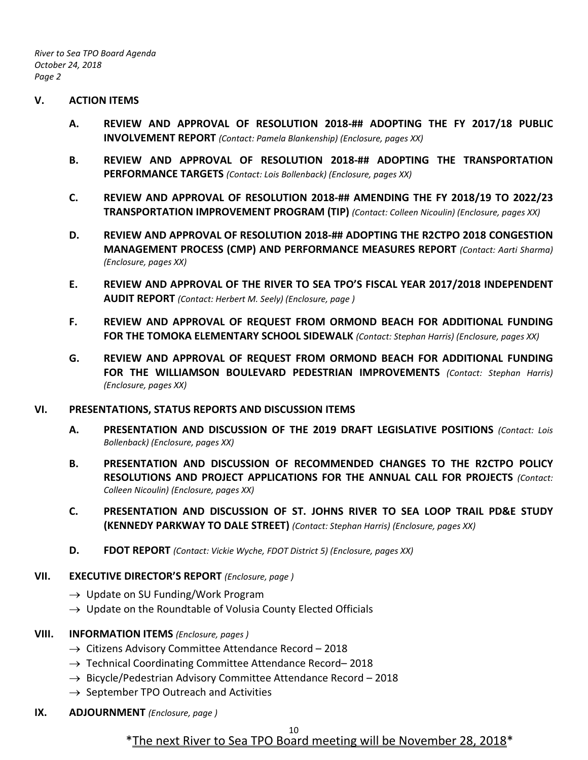## V. ACTION ITEMS

**A. REVIEW AND APPROVAL OF RESOLUTION 2018-## ADOPTING THE FY 2017/18 PUBLIC INVOLVEMENT REPORT** *(Contact: Pamela Blankenship) (Enclosure, pages XX)*

**B. REVIEW AND APPROVAL OF RESOLUTION 2018-## ADOPTING THE TRANSPORTATION PERFORMANCE TARGETS** *(Contact: Lois Bollenback) (Enclosure, pages XX)*

**C. REVIEW AND APPROVAL OF RESOLUTION 2018-## AMENDING THE FY 2018/19 TO 2022/23 TRANSPORTATION IMPROVEMENT PROGRAM (TIP)** *(Contact: Colleen Nicoulin) (Enclosure, pages XX)*

**D. REVIEW AND APPROVAL OF RESOLUTION 2018-## ADOPTING THE R2CTPO 2018 CONGESTION MANAGEMENT PROCESS (CMP) AND PERFORMANCE MEASURES REPORT** *(Contact: Aarti Sharma) (Enclosure, pages XX)*

**E. REVIEW AND APPROVAL OF THE RIVER TO SEA TPO'S FISCAL YEAR 2017/2018 INDEPENDENT AUDIT REPORT** *(Contact: Herbert M. Seely) (Enclosure, page )*

**F. REVIEW AND APPROVAL OF REQUEST FROM ORMOND BEACH FOR ADDITIONAL FUNDING FOR THE TOMOKA ELEMENTARY SCHOOL SIDEWALK** *(Contact: Stephan Harris) (Enclosure, pages XX)*

**G. REVIEW AND APPROVAL OF REQUEST FROM ORMOND BEACH FOR ADDITIONAL FUNDING FOR THE WILLIAMSON BOULEVARD PEDESTRIAN IMPROVEMENTS** *(Contact: Stephan Harris) (Enclosure, pages XX)*

## VI. PRESENTATIONS, STATUS REPORTS AND DISCUSSION ITEMS

**A. PRESENTATION AND DISCUSSION OF THE 2019 DRAFT LEGISLATIVE POSITIONS** *(Contact: Lois Bollenback) (Enclosure, pages XX)*

**B. PRESENTATION AND DISCUSSION OF RECOMMENDED CHANGES TO THE R2CTPO POLICY RESOLUTIONS AND PROJECT APPLICATIONS FOR THE ANNUAL CALL FOR PROJECTS** *(Contact: Colleen Nicoulin) (Enclosure, pages XX)*

**C. PRESENTATION AND DISCUSSION OF ST. JOHNS RIVER TO SEA LOOP TRAIL PD&E STUDY (KENNEDY PARKWAY TO DALE STREET)** *(Contact: Stephan Harris) (Enclosure, pages XX)*

**D. FDOT REPORT** *(Contact: Vickie Wyche, FDOT District 5) (Enclosure, pages XX)*

## VII. EXECUTIVE DIRECTOR'S REPORT *(Enclosure, page )*

- → Update on SU Funding/Work Program
- → Update on the Roundtable of Volusia County Elected Officials

## VIII. INFORMATION ITEMS *(Enclosure, pages )*

- → Citizens Advisory Committee Attendance Record – 2018
- → Technical Coordinating Committee Attendance Record– 2018
- → Bicycle/Pedestrian Advisory Committee Attendance Record – 2018
- → September TPO Outreach and Activities

## IX. ADJOURNMENT *(Enclosure, page )*

\*The next River to Sea TPO Board meeting will be November 28, 2018\*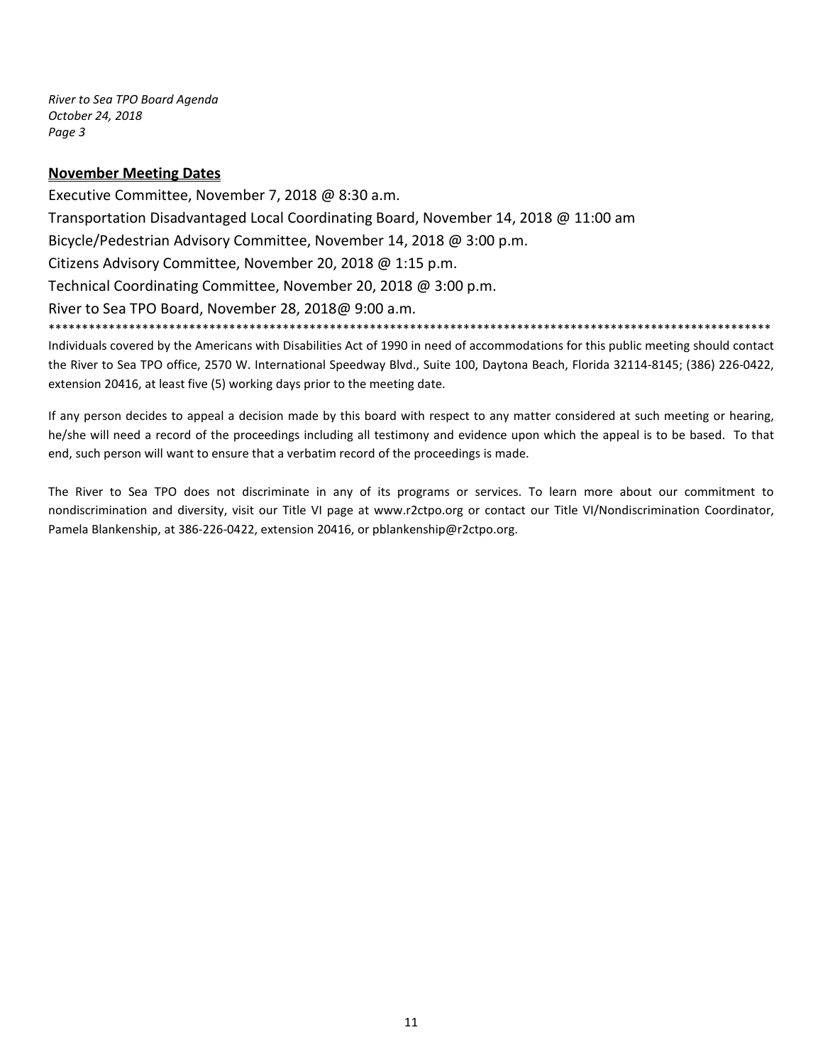## November Meeting Dates

Executive Committee, November 7, 2018 @ 8:30 a.m.

Transportation Disadvantaged Local Coordinating Board, November 14, 2018 @ 11:00 am

Bicycle/Pedestrian Advisory Committee, November 14, 2018 @ 3:00 p.m.

Citizens Advisory Committee, November 20, 2018 @ 1:15 p.m.

Technical Coordinating Committee, November 20, 2018 @ 3:00 p.m.

River to Sea TPO Board, November 28, 2018@ 9:00 a.m.

**********************************************************************************************************

Individuals covered by the Americans with Disabilities Act of 1990 in need of accommodations for this public meeting should contact the River to Sea TPO office, 2570 W. International Speedway Blvd., Suite 100, Daytona Beach, Florida 32114-8145; (386) 226-0422, extension 20416, at least five (5) working days prior to the meeting date.

If any person decides to appeal a decision made by this board with respect to any matter considered at such meeting or hearing, he/she will need a record of the proceedings including all testimony and evidence upon which the appeal is to be based. To that end, such person will want to ensure that a verbatim record of the proceedings is made.

The River to Sea TPO does not discriminate in any of its programs or services. To learn more about our commitment to nondiscrimination and diversity, visit our Title VI page at www.r2ctpo.org or contact our Title VI/Nondiscrimination Coordinator, Pamela Blankenship, at 386-226-0422, extension 20416, or pblankenship@r2ctpo.org.